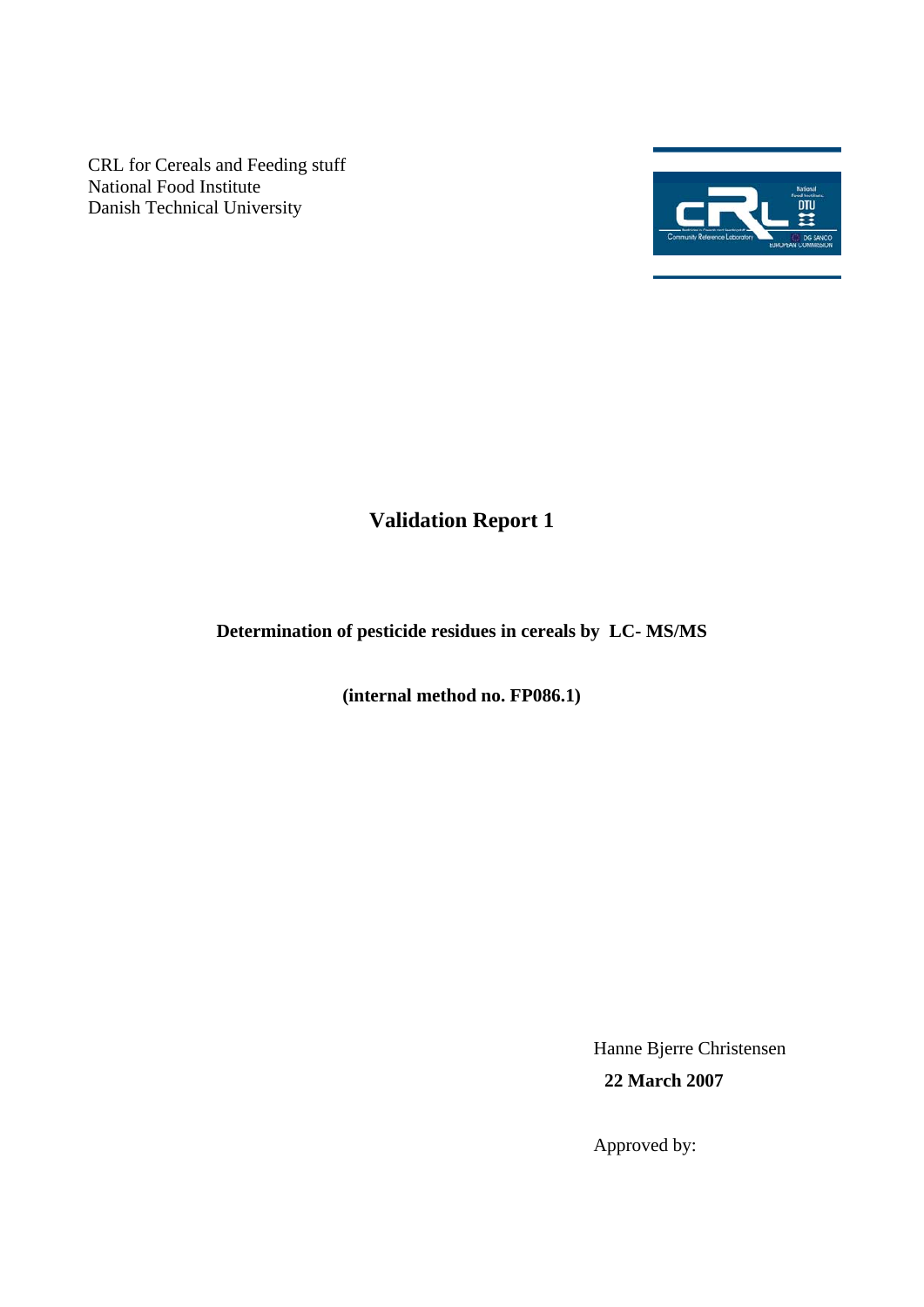CRL for Cereals and Feeding stuff
National Food Institute
Danish Technical University

# Validation Report 1

**Determination of pesticide residues in cereals by LC- MS/MS**

**(internal method no. FP086.1)**

Hanne Bjerre Christensen

**22 March 2007**

Approved by: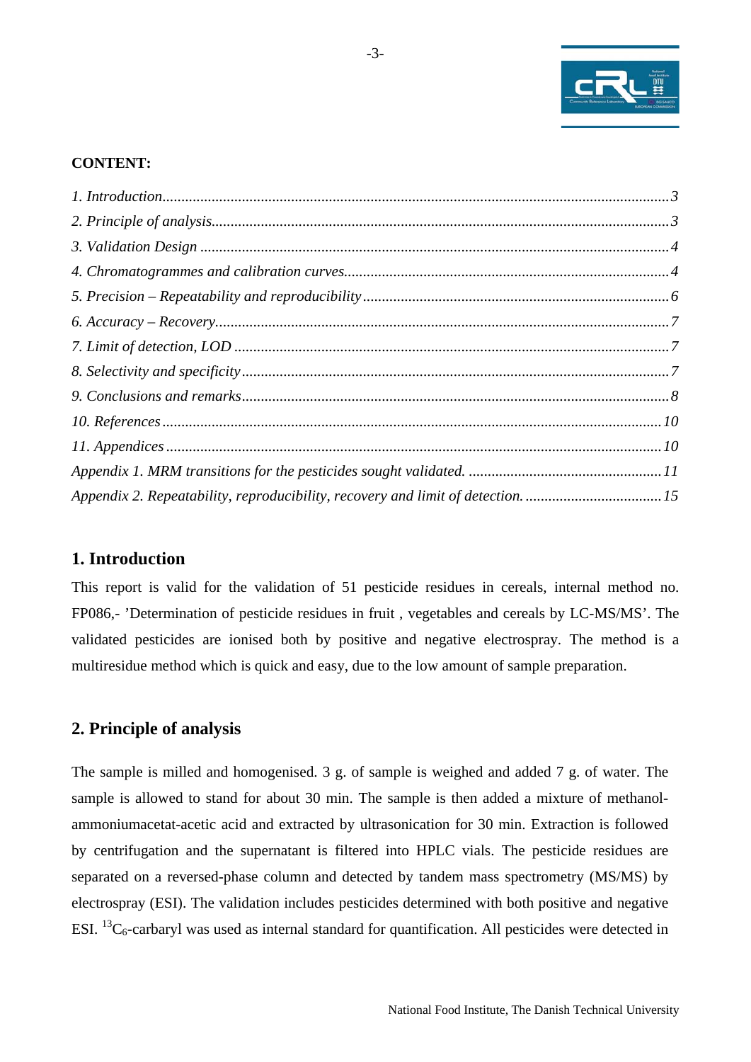**CONTENT:**

*1. Introduction....................................................................................................3*
*2. Principle of analysis.........................................................................................3*
*3. Validation Design ............................................................................................4*
*4. Chromatogrammes and calibration curves.......................................................4*
*5. Precision – Repeatability and reproducibility...................................................6*
*6. Accuracy – Recovery........................................................................................7*
*7. Limit of detection, LOD ...................................................................................7*
*8. Selectivity and specificity..................................................................................7*
*9. Conclusions and remarks..................................................................................8*
*10. References.....................................................................................................10*
*11. Appendices ...................................................................................................10*
*Appendix 1. MRM transitions for the pesticides sought validated. .......................11*
*Appendix 2. Repeatability, reproducibility, recovery and limit of detection. ........15*

## 1. Introduction

This report is valid for the validation of 51 pesticide residues in cereals, internal method no. FP086,- 'Determination of pesticide residues in fruit , vegetables and cereals by LC-MS/MS'. The validated pesticides are ionised both by positive and negative electrospray. The method is a multiresidue method which is quick and easy, due to the low amount of sample preparation.

## 2. Principle of analysis

The sample is milled and homogenised. 3 g. of sample is weighed and added 7 g. of water. The sample is allowed to stand for about 30 min. The sample is then added a mixture of methanol-ammoniumacetat-acetic acid and extracted by ultrasonication for 30 min. Extraction is followed by centrifugation and the supernatant is filtered into HPLC vials. The pesticide residues are separated on a reversed-phase column and detected by tandem mass spectrometry (MS/MS) by electrospray (ESI). The validation includes pesticides determined with both positive and negative ESI. $^{13}C_6$-carbaryl was used as internal standard for quantification. All pesticides were detected in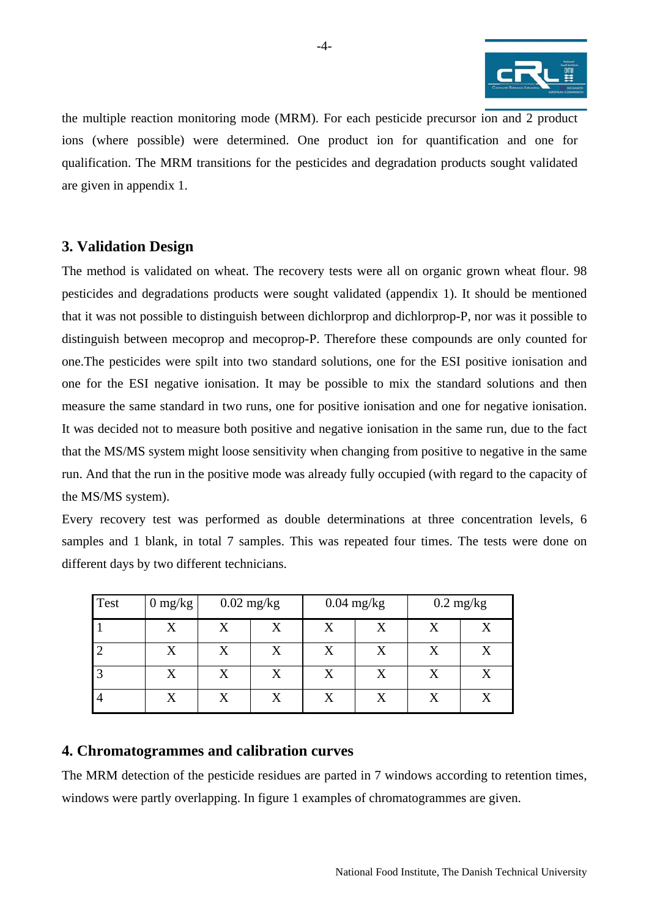the multiple reaction monitoring mode (MRM). For each pesticide precursor ion and 2 product ions (where possible) were determined. One product ion for quantification and one for qualification. The MRM transitions for the pesticides and degradation products sought validated are given in appendix 1.

## 3. Validation Design

The method is validated on wheat. The recovery tests were all on organic grown wheat flour. 98 pesticides and degradations products were sought validated (appendix 1). It should be mentioned that it was not possible to distinguish between dichlorprop and dichlorprop-P, nor was it possible to distinguish between mecoprop and mecoprop-P. Therefore these compounds are only counted for one.The pesticides were spilt into two standard solutions, one for the ESI positive ionisation and one for the ESI negative ionisation. It may be possible to mix the standard solutions and then measure the same standard in two runs, one for positive ionisation and one for negative ionisation. It was decided not to measure both positive and negative ionisation in the same run, due to the fact that the MS/MS system might loose sensitivity when changing from positive to negative in the same run. And that the run in the positive mode was already fully occupied (with regard to the capacity of the MS/MS system).

Every recovery test was performed as double determinations at three concentration levels, 6 samples and 1 blank, in total 7 samples. This was repeated four times. The tests were done on different days by two different technicians.

| Test | 0 mg/kg | 0.02 mg/kg | | 0.04 mg/kg | | 0.2 mg/kg | |
|---|---|---|---|---|---|---|---|
| 1 | X | X | X | X | X | X | X |
| 2 | X | X | X | X | X | X | X |
| 3 | X | X | X | X | X | X | X |
| 4 | X | X | X | X | X | X | X |

## 4. Chromatogrammes and calibration curves

The MRM detection of the pesticide residues are parted in 7 windows according to retention times, windows were partly overlapping. In figure 1 examples of chromatogrammes are given.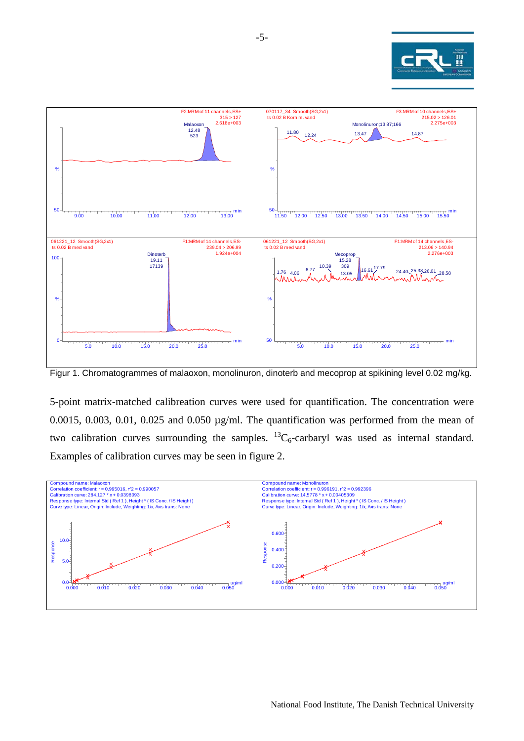Figur 1. Chromatogrammes of malaoxon, monolinuron, dinoterb and mecoprop at spikining level 0.02 mg/kg.

5-point matrix-matched calibreation curves were used for quantification. The concentration were 0.0015, 0.003, 0.01, 0.025 and 0.050 µg/ml. The quantification was performed from the mean of two calibration curves surrounding the samples. $^{13}C_6$-carbaryl was used as internal standard. Examples of calibration curves may be seen in figure 2.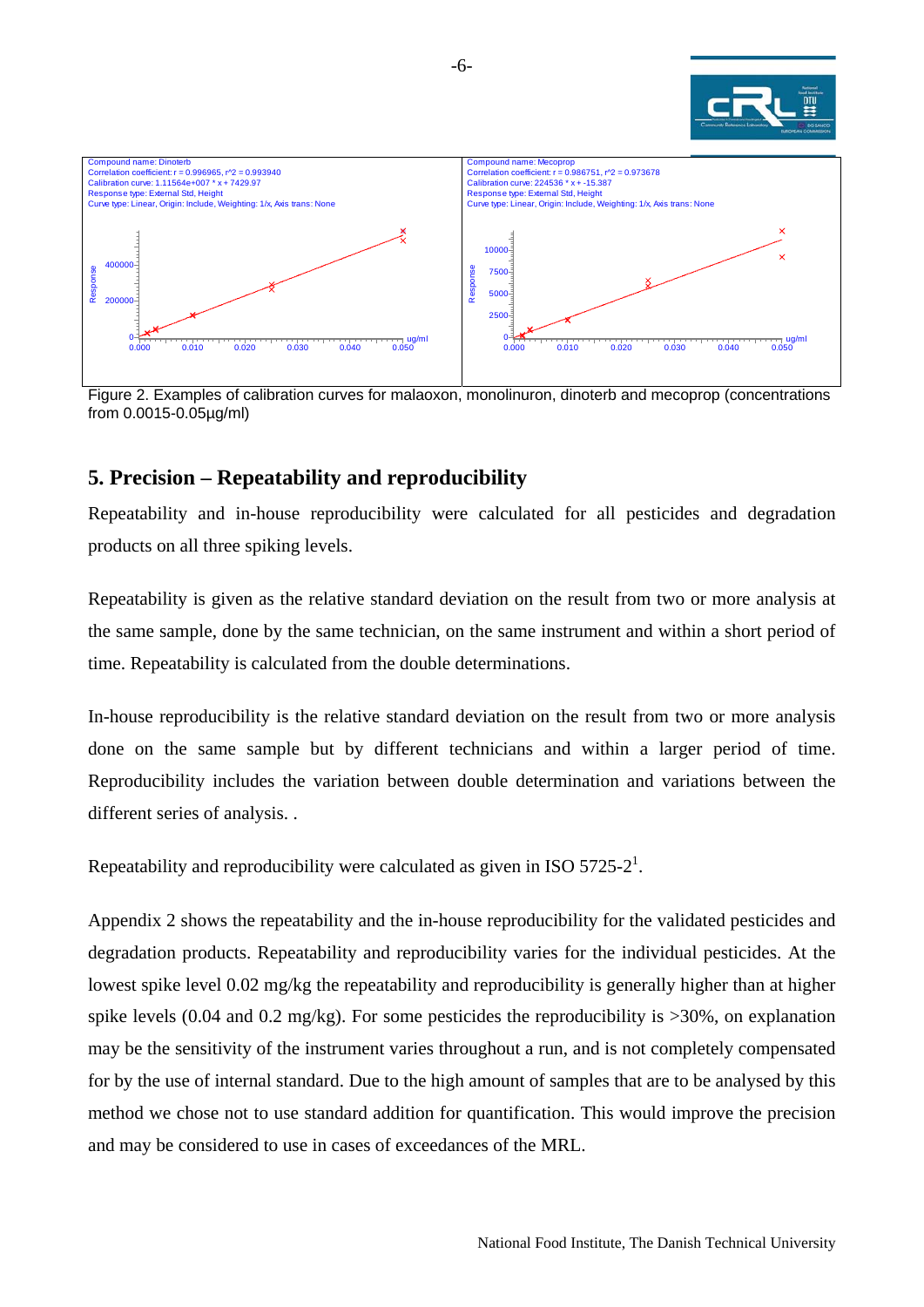Compound name: Dinoterb
Correlation coefficient: r = 0.996965, r^2 = 0.993940
Calibration curve: 1.11564e+007 * x + 7429.97
Response type: External Std, Height
Curve type: Linear, Origin: Include, Weighting: 1/x, Axis trans: None

Compound name: Mecoprop
Correlation coefficient: r = 0.986751, r^2 = 0.973678
Calibration curve: 224536 * x + -15.387
Response type: External Std, Height
Curve type: Linear, Origin: Include, Weighting: 1/x, Axis trans: None

Figure 2. Examples of calibration curves for malaoxon, monolinuron, dinoterb and mecoprop (concentrations from 0.0015-0.05µg/ml)

## 5. Precision – Repeatability and reproducibility

Repeatability and in-house reproducibility were calculated for all pesticides and degradation products on all three spiking levels.

Repeatability is given as the relative standard deviation on the result from two or more analysis at the same sample, done by the same technician, on the same instrument and within a short period of time. Repeatability is calculated from the double determinations.

In-house reproducibility is the relative standard deviation on the result from two or more analysis done on the same sample but by different technicians and within a larger period of time. Reproducibility includes the variation between double determination and variations between the different series of analysis. .

Repeatability and reproducibility were calculated as given in ISO 5725-2[1].

Appendix 2 shows the repeatability and the in-house reproducibility for the validated pesticides and degradation products. Repeatability and reproducibility varies for the individual pesticides. At the lowest spike level 0.02 mg/kg the repeatability and reproducibility is generally higher than at higher spike levels (0.04 and 0.2 mg/kg). For some pesticides the reproducibility is >30%, on explanation may be the sensitivity of the instrument varies throughout a run, and is not completely compensated for by the use of internal standard. Due to the high amount of samples that are to be analysed by this method we chose not to use standard addition for quantification. This would improve the precision and may be considered to use in cases of exceedances of the MRL.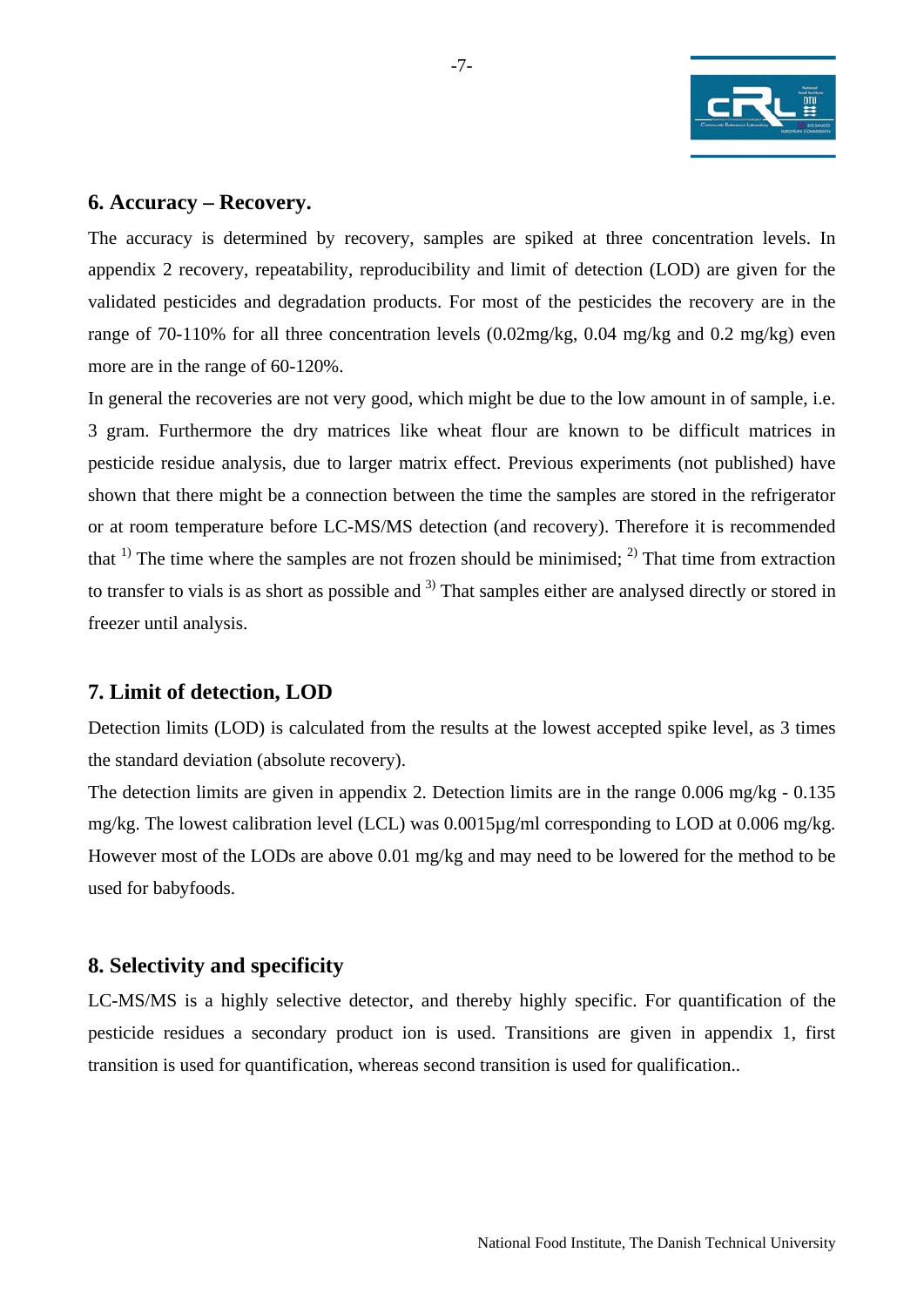## 6. Accuracy – Recovery.

The accuracy is determined by recovery, samples are spiked at three concentration levels. In appendix 2 recovery, repeatability, reproducibility and limit of detection (LOD) are given for the validated pesticides and degradation products. For most of the pesticides the recovery are in the range of 70-110% for all three concentration levels (0.02mg/kg, 0.04 mg/kg and 0.2 mg/kg) even more are in the range of 60-120%.

In general the recoveries are not very good, which might be due to the low amount in of sample, i.e. 3 gram. Furthermore the dry matrices like wheat flour are known to be difficult matrices in pesticide residue analysis, due to larger matrix effect. Previous experiments (not published) have shown that there might be a connection between the time the samples are stored in the refrigerator or at room temperature before LC-MS/MS detection (and recovery). Therefore it is recommended that 1) The time where the samples are not frozen should be minimised; 2) That time from extraction to transfer to vials is as short as possible and 3) That samples either are analysed directly or stored in freezer until analysis.

## 7. Limit of detection, LOD

Detection limits (LOD) is calculated from the results at the lowest accepted spike level, as 3 times the standard deviation (absolute recovery).

The detection limits are given in appendix 2. Detection limits are in the range 0.006 mg/kg - 0.135 mg/kg. The lowest calibration level (LCL) was 0.0015µg/ml corresponding to LOD at 0.006 mg/kg. However most of the LODs are above 0.01 mg/kg and may need to be lowered for the method to be used for babyfoods.

## 8. Selectivity and specificity

LC-MS/MS is a highly selective detector, and thereby highly specific. For quantification of the pesticide residues a secondary product ion is used. Transitions are given in appendix 1, first transition is used for quantification, whereas second transition is used for qualification..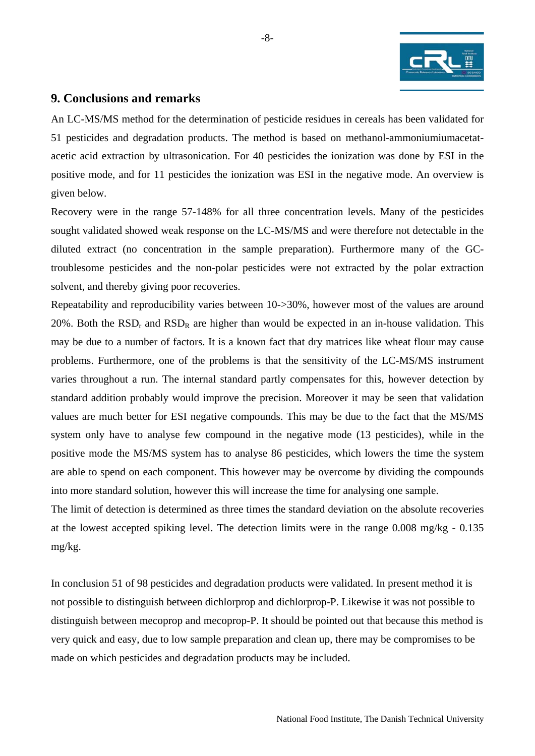## 9. Conclusions and remarks

An LC-MS/MS method for the determination of pesticide residues in cereals has been validated for 51 pesticides and degradation products. The method is based on methanol-ammoniumiumacetat-acetic acid extraction by ultrasonication. For 40 pesticides the ionization was done by ESI in the positive mode, and for 11 pesticides the ionization was ESI in the negative mode. An overview is given below.

Recovery were in the range 57-148% for all three concentration levels. Many of the pesticides sought validated showed weak response on the LC-MS/MS and were therefore not detectable in the diluted extract (no concentration in the sample preparation). Furthermore many of the GC-troublesome pesticides and the non-polar pesticides were not extracted by the polar extraction solvent, and thereby giving poor recoveries.

Repeatability and reproducibility varies between 10->30%, however most of the values are around 20%. Both the $RSD_r$ and $RSD_R$ are higher than would be expected in an in-house validation. This may be due to a number of factors. It is a known fact that dry matrices like wheat flour may cause problems. Furthermore, one of the problems is that the sensitivity of the LC-MS/MS instrument varies throughout a run. The internal standard partly compensates for this, however detection by standard addition probably would improve the precision. Moreover it may be seen that validation values are much better for ESI negative compounds. This may be due to the fact that the MS/MS system only have to analyse few compound in the negative mode (13 pesticides), while in the positive mode the MS/MS system has to analyse 86 pesticides, which lowers the time the system are able to spend on each component. This however may be overcome by dividing the compounds into more standard solution, however this will increase the time for analysing one sample.

The limit of detection is determined as three times the standard deviation on the absolute recoveries at the lowest accepted spiking level. The detection limits were in the range 0.008 mg/kg - 0.135 mg/kg.

In conclusion 51 of 98 pesticides and degradation products were validated. In present method it is not possible to distinguish between dichlorprop and dichlorprop-P. Likewise it was not possible to distinguish between mecoprop and mecoprop-P. It should be pointed out that because this method is very quick and easy, due to low sample preparation and clean up, there may be compromises to be made on which pesticides and degradation products may be included.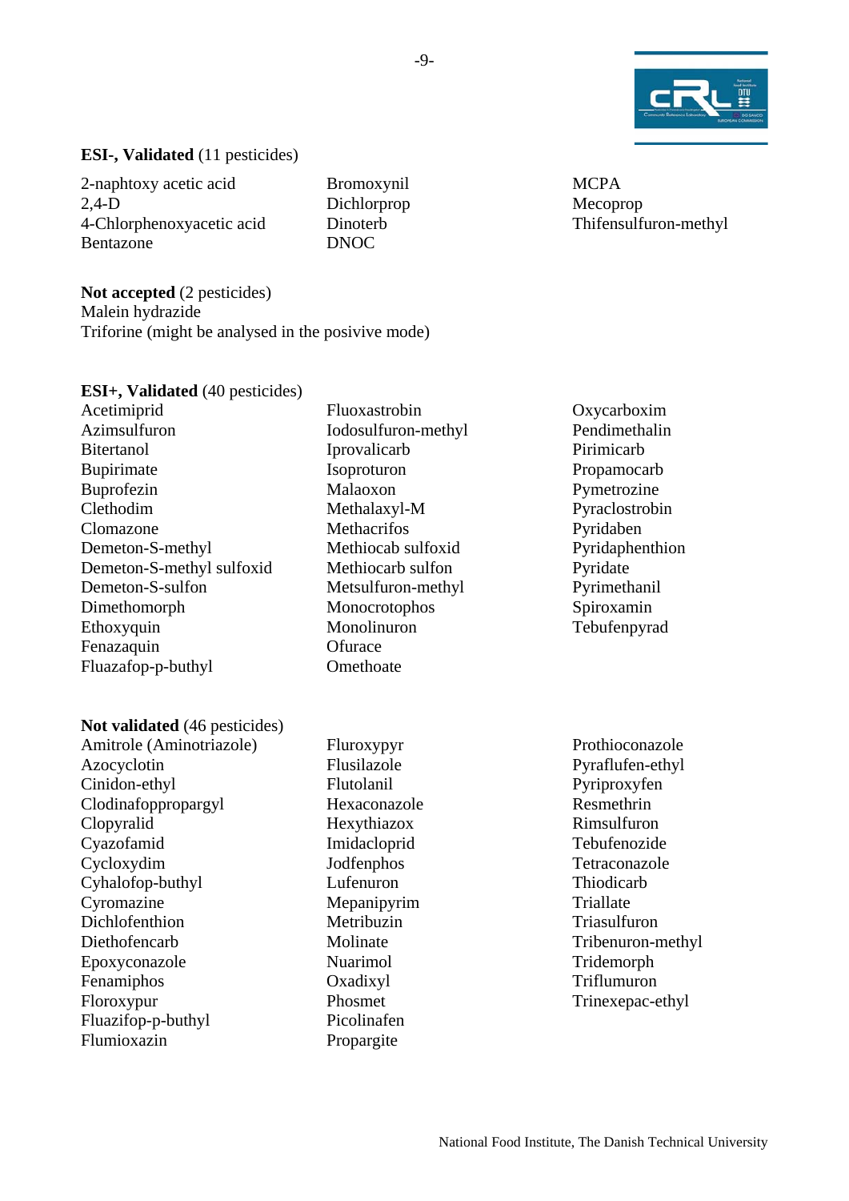**ESI-, Validated** (11 pesticides)

2-naphtoxy acetic acid
2,4-D
4-Chlorphenoxyacetic acid
Bentazone
Bromoxynil
Dichlorprop
Dinoterb
DNOC
MCPA
Mecoprop
Thifensulfuron-methyl

**Not accepted** (2 pesticides)
Malein hydrazide
Triforine (might be analysed in the posivive mode)

**ESI+, Validated** (40 pesticides)
Acetimiprid
Azimsulfuron
Bitertanol
Bupirimate
Buprofezin
Clethodim
Clomazone
Demeton-S-methyl
Demeton-S-methyl sulfoxid
Demeton-S-sulfon
Dimethomorph
Ethoxyquin
Fenazaquin
Fluazafop-p-buthyl
Fluoxastrobin
Iodosulfuron-methyl
Iprovalicarb
Isoproturon
Malaoxon
Methalaxyl-M
Methacrifos
Methiocab sulfoxid
Methiocarb sulfon
Metsulfuron-methyl
Monocrotophos
Monolinuron
Ofurace
Omethoate
Oxycarboxim
Pendimethalin
Pirimicarb
Propamocarb
Pymetrozine
Pyraclostrobin
Pyridaben
Pyridaphenthion
Pyridate
Pyrimethanil
Spiroxamin
Tebufenpyrad

**Not validated** (46 pesticides)
Amitrole (Aminotriazole)
Azocyclotin
Cinidon-ethyl
Clodinafoppropargyl
Clopyralid
Cyazofamid
Cycloxydim
Cyhalofop-buthyl
Cyromazine
Dichlofenthion
Diethofencarb
Epoxyconazole
Fenamiphos
Floroxypur
Fluazifop-p-buthyl
Flumioxazin
Fluroxypyr
Flusilazole
Flutolanil
Hexaconazole
Hexythiazox
Imidacloprid
Jodfenphos
Lufenuron
Mepanipyrim
Metribuzin
Molinate
Nuarimol
Oxadixyl
Phosmet
Picolinafen
Propargite
Prothioconazole
Pyraflufen-ethyl
Pyriproxyfen
Resmethrin
Rimsulfuron
Tebufenozide
Tetraconazole
Thiodicarb
Triallate
Triasulfuron
Tribenuron-methyl
Tridemorph
Triflumuron
Trinexepac-ethyl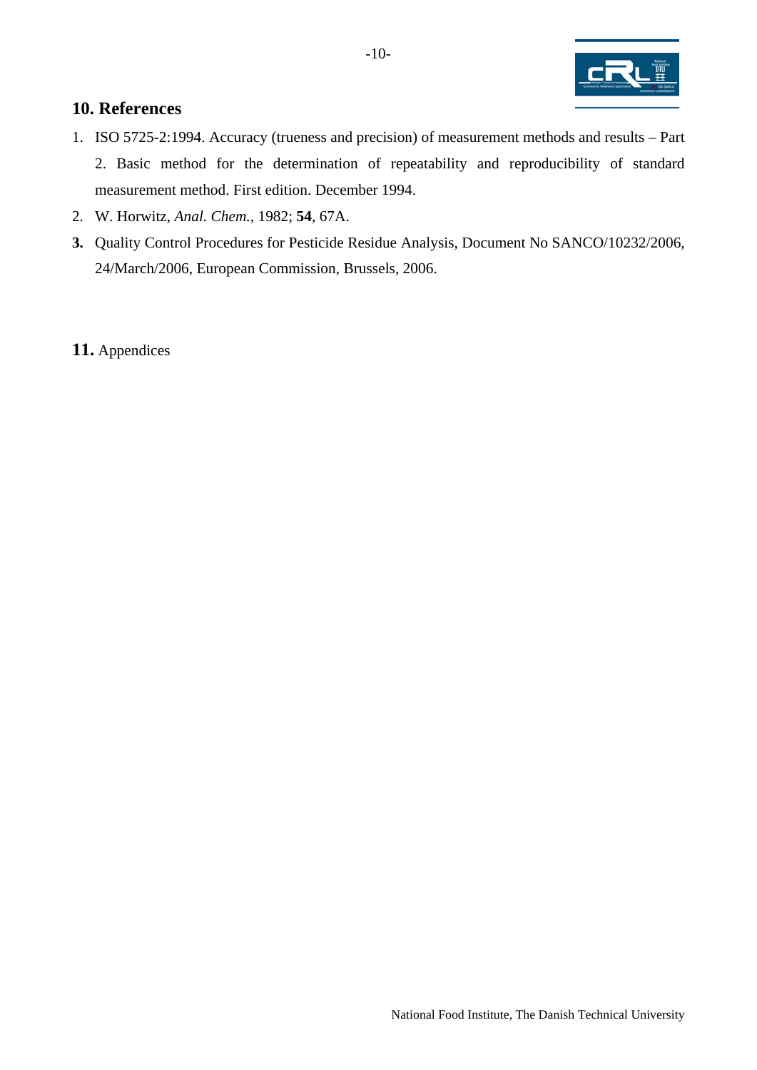## 10. References

1. ISO 5725-2:1994. Accuracy (trueness and precision) of measurement methods and results – Part 2. Basic method for the determination of repeatability and reproducibility of standard measurement method. First edition. December 1994.
2. W. Horwitz, *Anal. Chem.*, 1982; **54**, 67A.
3. Quality Control Procedures for Pesticide Residue Analysis, Document No SANCO/10232/2006, 24/March/2006, European Commission, Brussels, 2006.

## **11.** Appendices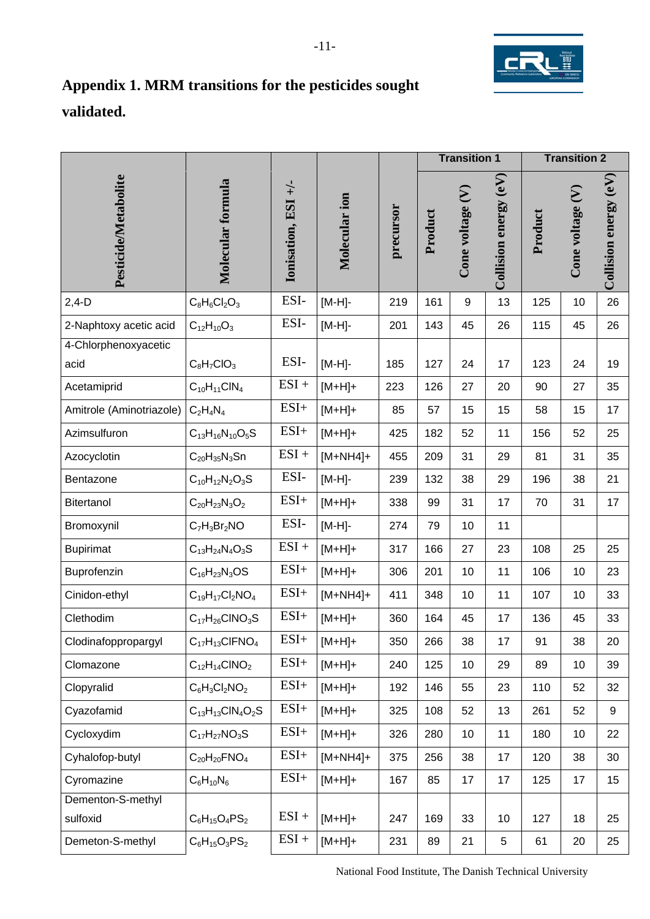## Appendix 1. MRM transitions for the pesticides sought validated.

| Pesticide/Metabolite | Molecular formula | Ionisation, ESI +/- | Molecular ion | precursor | Transition 1 | | | Transition 2 | | |
|---|---|---|---|---|---|---|---|---|---|---|
| | | | | | Product | Cone voltage (V) | Collision energy (eV) | Product | Cone voltage (V) | Collision energy (eV) |
| 2,4-D | $C_8H_6Cl_2O_3$ | ESI- | [M-H]- | 219 | 161 | 9 | 13 | 125 | 10 | 26 |
| 2-Naphtoxy acetic acid | $C_{12}H_{10}O_3$ | ESI- | [M-H]- | 201 | 143 | 45 | 26 | 115 | 45 | 26 |
| 4-Chlorphenoxyacetic acid | $C_8H_7ClO_3$ | ESI- | [M-H]- | 185 | 127 | 24 | 17 | 123 | 24 | 19 |
| Acetamiprid | $C_{10}H_{11}ClN_4$ | ESI + | [M+H]+ | 223 | 126 | 27 | 20 | 90 | 27 | 35 |
| Amitrole (Aminotriazole) | $C_2H_4N_4$ | ESI+ | [M+H]+ | 85 | 57 | 15 | 15 | 58 | 15 | 17 |
| Azimsulfuron | $C_{13}H_{16}N_{10}O_5S$ | ESI+ | [M+H]+ | 425 | 182 | 52 | 11 | 156 | 52 | 25 |
| Azocyclotin | $C_{20}H_{35}N_3Sn$ | ESI + | [M+NH4]+ | 455 | 209 | 31 | 29 | 81 | 31 | 35 |
| Bentazone | $C_{10}H_{12}N_2O_3S$ | ESI- | [M-H]- | 239 | 132 | 38 | 29 | 196 | 38 | 21 |
| Bitertanol | $C_{20}H_{23}N_3O_2$ | ESI+ | [M+H]+ | 338 | 99 | 31 | 17 | 70 | 31 | 17 |
| Bromoxynil | $C_7H_3Br_2NO$ | ESI- | [M-H]- | 274 | 79 | 10 | 11 | | | |
| Bupirimat | $C_{13}H_{24}N_4O_3S$ | ESI + | [M+H]+ | 317 | 166 | 27 | 23 | 108 | 25 | 25 |
| Buprofenzin | $C_{16}H_{23}N_3OS$ | ESI+ | [M+H]+ | 306 | 201 | 10 | 11 | 106 | 10 | 23 |
| Cinidon-ethyl | $C_{19}H_{17}Cl_2NO_4$ | ESI+ | [M+NH4]+ | 411 | 348 | 10 | 11 | 107 | 10 | 33 |
| Clethodim | $C_{17}H_{26}ClNO_3S$ | ESI+ | [M+H]+ | 360 | 164 | 45 | 17 | 136 | 45 | 33 |
| Clodinafoppropargyl | $C_{17}H_{13}ClFNO_4$ | ESI+ | [M+H]+ | 350 | 266 | 38 | 17 | 91 | 38 | 20 |
| Clomazone | $C_{12}H_{14}ClNO_2$ | ESI+ | [M+H]+ | 240 | 125 | 10 | 29 | 89 | 10 | 39 |
| Clopyralid | $C_6H_3Cl_2NO_2$ | ESI+ | [M+H]+ | 192 | 146 | 55 | 23 | 110 | 52 | 32 |
| Cyazofamid | $C_{13}H_{13}ClN_4O_2S$ | ESI+ | [M+H]+ | 325 | 108 | 52 | 13 | 261 | 52 | 9 |
| Cycloxydim | $C_{17}H_{27}NO_3S$ | ESI+ | [M+H]+ | 326 | 280 | 10 | 11 | 180 | 10 | 22 |
| Cyhalofop-butyl | $C_{20}H_{20}FNO_4$ | ESI+ | [M+NH4]+ | 375 | 256 | 38 | 17 | 120 | 38 | 30 |
| Cyromazine | $C_6H_{10}N_6$ | ESI+ | [M+H]+ | 167 | 85 | 17 | 17 | 125 | 17 | 15 |
| Dementon-S-methyl sulfoxid | $C_6H_{15}O_4PS_2$ | ESI + | [M+H]+ | 247 | 169 | 33 | 10 | 127 | 18 | 25 |
| Demeton-S-methyl | $C_6H_{15}O_3PS_2$ | ESI + | [M+H]+ | 231 | 89 | 21 | 5 | 61 | 20 | 25 |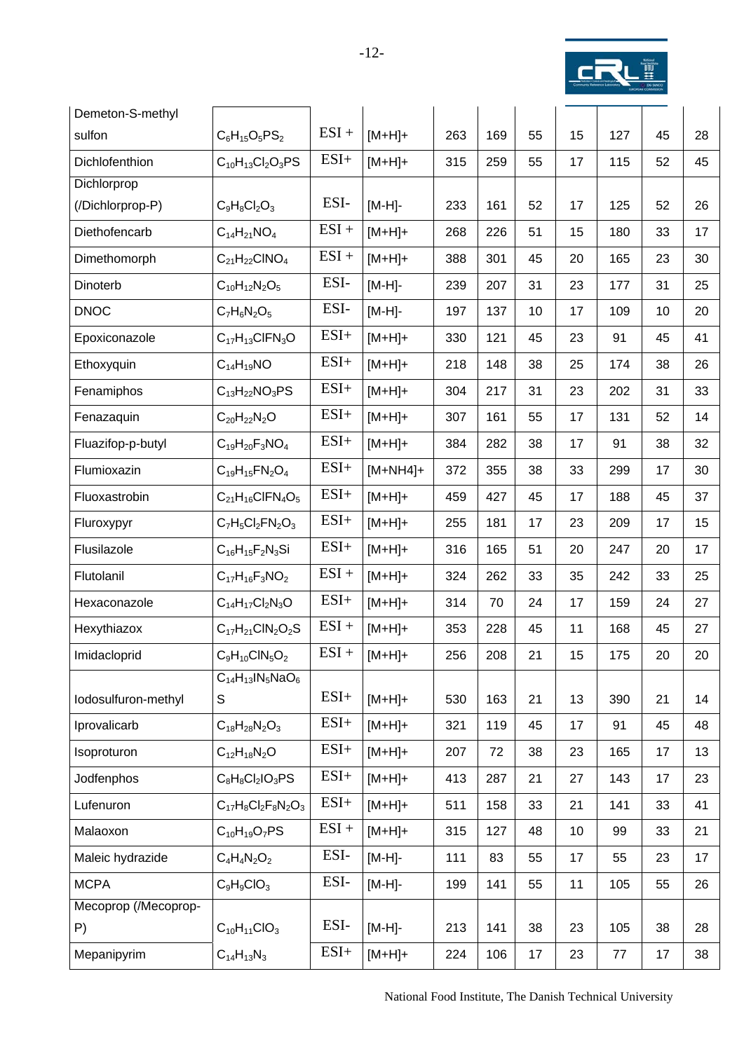| | | | | | | | | | | |
|---|---|---|---|---|---|---|---|---|---|---|
| Demeton-S-methyl sulfon | $C_6H_{15}O_5PS_2$ | ESI + | [M+H]+ | 263 | 169 | 55 | 15 | 127 | 45 | 28 |
| Dichlofenthion | $C_{10}H_{13}Cl_2O_3PS$ | ESI+ | [M+H]+ | 315 | 259 | 55 | 17 | 115 | 52 | 45 |
| Dichlorprop (/Dichlorprop-P) | $C_9H_8Cl_2O_3$ | ESI- | [M-H]- | 233 | 161 | 52 | 17 | 125 | 52 | 26 |
| Diethofencarb | $C_{14}H_{21}NO_4$ | ESI + | [M+H]+ | 268 | 226 | 51 | 15 | 180 | 33 | 17 |
| Dimethomorph | $C_{21}H_{22}ClNO_4$ | ESI + | [M+H]+ | 388 | 301 | 45 | 20 | 165 | 23 | 30 |
| Dinoterb | $C_{10}H_{12}N_2O_5$ | ESI- | [M-H]- | 239 | 207 | 31 | 23 | 177 | 31 | 25 |
| DNOC | $C_7H_6N_2O_5$ | ESI- | [M-H]- | 197 | 137 | 10 | 17 | 109 | 10 | 20 |
| Epoxiconazole | $C_{17}H_{13}ClFN_3O$ | ESI+ | [M+H]+ | 330 | 121 | 45 | 23 | 91 | 45 | 41 |
| Ethoxyquin | $C_{14}H_{19}NO$ | ESI+ | [M+H]+ | 218 | 148 | 38 | 25 | 174 | 38 | 26 |
| Fenamiphos | $C_{13}H_{22}NO_3PS$ | ESI+ | [M+H]+ | 304 | 217 | 31 | 23 | 202 | 31 | 33 |
| Fenazaquin | $C_{20}H_{22}N_2O$ | ESI+ | [M+H]+ | 307 | 161 | 55 | 17 | 131 | 52 | 14 |
| Fluazifop-p-butyl | $C_{19}H_{20}F_3NO_4$ | ESI+ | [M+H]+ | 384 | 282 | 38 | 17 | 91 | 38 | 32 |
| Flumioxazin | $C_{19}H_{15}FN_2O_4$ | ESI+ | [M+NH4]+ | 372 | 355 | 38 | 33 | 299 | 17 | 30 |
| Fluoxastrobin | $C_{21}H_{16}ClFN_4O_5$ | ESI+ | [M+H]+ | 459 | 427 | 45 | 17 | 188 | 45 | 37 |
| Fluroxypyr | $C_7H_5Cl_2FN_2O_3$ | ESI+ | [M+H]+ | 255 | 181 | 17 | 23 | 209 | 17 | 15 |
| Flusilazole | $C_{16}H_{15}F_2N_3Si$ | ESI+ | [M+H]+ | 316 | 165 | 51 | 20 | 247 | 20 | 17 |
| Flutolanil | $C_{17}H_{16}F_3NO_2$ | ESI + | [M+H]+ | 324 | 262 | 33 | 35 | 242 | 33 | 25 |
| Hexaconazole | $C_{14}H_{17}Cl_2N_3O$ | ESI+ | [M+H]+ | 314 | 70 | 24 | 17 | 159 | 24 | 27 |
| Hexythiazox | $C_{17}H_{21}ClN_2O_2S$ | ESI + | [M+H]+ | 353 | 228 | 45 | 11 | 168 | 45 | 27 |
| Imidacloprid | $C_9H_{10}ClN_5O_2$ | ESI + | [M+H]+ | 256 | 208 | 21 | 15 | 175 | 20 | 20 |
| Iodosulfuron-methyl | $C_{14}H_{13}IN_5NaO_6S$ | ESI+ | [M+H]+ | 530 | 163 | 21 | 13 | 390 | 21 | 14 |
| Iprovalicarb | $C_{18}H_{28}N_2O_3$ | ESI+ | [M+H]+ | 321 | 119 | 45 | 17 | 91 | 45 | 48 |
| Isoproturon | $C_{12}H_{18}N_2O$ | ESI+ | [M+H]+ | 207 | 72 | 38 | 23 | 165 | 17 | 13 |
| Jodfenphos | $C_8H_8Cl_2IO_3PS$ | ESI+ | [M+H]+ | 413 | 287 | 21 | 27 | 143 | 17 | 23 |
| Lufenuron | $C_{17}H_8Cl_2F_8N_2O_3$ | ESI+ | [M+H]+ | 511 | 158 | 33 | 21 | 141 | 33 | 41 |
| Malaoxon | $C_{10}H_{19}O_7PS$ | ESI + | [M+H]+ | 315 | 127 | 48 | 10 | 99 | 33 | 21 |
| Maleic hydrazide | $C_4H_4N_2O_2$ | ESI- | [M-H]- | 111 | 83 | 55 | 17 | 55 | 23 | 17 |
| MCPA | $C_9H_9ClO_3$ | ESI- | [M-H]- | 199 | 141 | 55 | 11 | 105 | 55 | 26 |
| Mecoprop (/Mecoprop-P) | $C_{10}H_{11}ClO_3$ | ESI- | [M-H]- | 213 | 141 | 38 | 23 | 105 | 38 | 28 |
| Mepanipyrim | $C_{14}H_{13}N_3$ | ESI+ | [M+H]+ | 224 | 106 | 17 | 23 | 77 | 17 | 38 |

National Food Institute, The Danish Technical University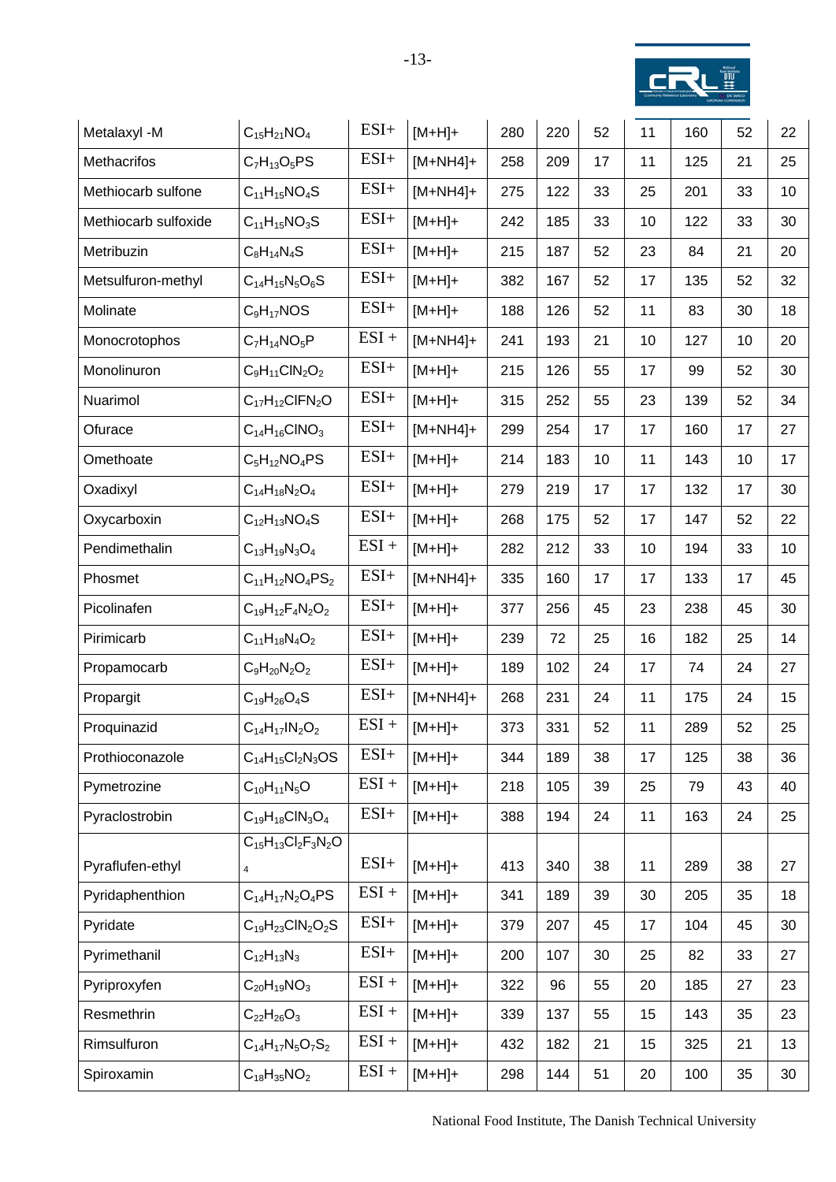| | | | | | | | | | | |
|---|---|---|---|---|---|---|---|---|---|---|
| Metalaxyl -M | $C_{15}H_{21}NO_4$ | ESI+ | [M+H]+ | 280 | 220 | 52 | 11 | 160 | 52 | 22 |
| Methacrifos | $C_7H_{13}O_5PS$ | ESI+ | [M+NH4]+ | 258 | 209 | 17 | 11 | 125 | 21 | 25 |
| Methiocarb sulfone | $C_{11}H_{15}NO_4S$ | ESI+ | [M+NH4]+ | 275 | 122 | 33 | 25 | 201 | 33 | 10 |
| Methiocarb sulfoxide | $C_{11}H_{15}NO_3S$ | ESI+ | [M+H]+ | 242 | 185 | 33 | 10 | 122 | 33 | 30 |
| Metribuzin | $C_8H_{14}N_4S$ | ESI+ | [M+H]+ | 215 | 187 | 52 | 23 | 84 | 21 | 20 |
| Metsulfuron-methyl | $C_{14}H_{15}N_5O_6S$ | ESI+ | [M+H]+ | 382 | 167 | 52 | 17 | 135 | 52 | 32 |
| Molinate | $C_9H_{17}NOS$ | ESI+ | [M+H]+ | 188 | 126 | 52 | 11 | 83 | 30 | 18 |
| Monocrotophos | $C_7H_{14}NO_5P$ | ESI + | [M+NH4]+ | 241 | 193 | 21 | 10 | 127 | 10 | 20 |
| Monolinuron | $C_9H_{11}ClN_2O_2$ | ESI+ | [M+H]+ | 215 | 126 | 55 | 17 | 99 | 52 | 30 |
| Nuarimol | $C_{17}H_{12}ClFN_2O$ | ESI+ | [M+H]+ | 315 | 252 | 55 | 23 | 139 | 52 | 34 |
| Ofurace | $C_{14}H_{16}ClNO_3$ | ESI+ | [M+NH4]+ | 299 | 254 | 17 | 17 | 160 | 17 | 27 |
| Omethoate | $C_5H_{12}NO_4PS$ | ESI+ | [M+H]+ | 214 | 183 | 10 | 11 | 143 | 10 | 17 |
| Oxadixyl | $C_{14}H_{18}N_2O_4$ | ESI+ | [M+H]+ | 279 | 219 | 17 | 17 | 132 | 17 | 30 |
| Oxycarboxin | $C_{12}H_{13}NO_4S$ | ESI+ | [M+H]+ | 268 | 175 | 52 | 17 | 147 | 52 | 22 |
| Pendimethalin | $C_{13}H_{19}N_3O_4$ | ESI + | [M+H]+ | 282 | 212 | 33 | 10 | 194 | 33 | 10 |
| Phosmet | $C_{11}H_{12}NO_4PS_2$ | ESI+ | [M+NH4]+ | 335 | 160 | 17 | 17 | 133 | 17 | 45 |
| Picolinafen | $C_{19}H_{12}F_4N_2O_2$ | ESI+ | [M+H]+ | 377 | 256 | 45 | 23 | 238 | 45 | 30 |
| Pirimicarb | $C_{11}H_{18}N_4O_2$ | ESI+ | [M+H]+ | 239 | 72 | 25 | 16 | 182 | 25 | 14 |
| Propamocarb | $C_9H_{20}N_2O_2$ | ESI+ | [M+H]+ | 189 | 102 | 24 | 17 | 74 | 24 | 27 |
| Propargit | $C_{19}H_{26}O_4S$ | ESI+ | [M+NH4]+ | 268 | 231 | 24 | 11 | 175 | 24 | 15 |
| Proquinazid | $C_{14}H_{17}IN_2O_2$ | ESI + | [M+H]+ | 373 | 331 | 52 | 11 | 289 | 52 | 25 |
| Prothioconazole | $C_{14}H_{15}Cl_2N_3OS$ | ESI+ | [M+H]+ | 344 | 189 | 38 | 17 | 125 | 38 | 36 |
| Pymetrozine | $C_{10}H_{11}N_5O$ | ESI + | [M+H]+ | 218 | 105 | 39 | 25 | 79 | 43 | 40 |
| Pyraclostrobin | $C_{19}H_{18}ClN_3O_4$ | ESI+ | [M+H]+ | 388 | 194 | 24 | 11 | 163 | 24 | 25 |
| Pyraflufen-ethyl | $C_{15}H_{13}Cl_2F_3N_2O_4$ | ESI+ | [M+H]+ | 413 | 340 | 38 | 11 | 289 | 38 | 27 |
| Pyridaphenthion | $C_{14}H_{17}N_2O_4PS$ | ESI + | [M+H]+ | 341 | 189 | 39 | 30 | 205 | 35 | 18 |
| Pyridate | $C_{19}H_{23}ClN_2O_2S$ | ESI+ | [M+H]+ | 379 | 207 | 45 | 17 | 104 | 45 | 30 |
| Pyrimethanil | $C_{12}H_{13}N_3$ | ESI+ | [M+H]+ | 200 | 107 | 30 | 25 | 82 | 33 | 27 |
| Pyriproxyfen | $C_{20}H_{19}NO_3$ | ESI + | [M+H]+ | 322 | 96 | 55 | 20 | 185 | 27 | 23 |
| Resmethrin | $C_{22}H_{26}O_3$ | ESI + | [M+H]+ | 339 | 137 | 55 | 15 | 143 | 35 | 23 |
| Rimsulfuron | $C_{14}H_{17}N_5O_7S_2$ | ESI + | [M+H]+ | 432 | 182 | 21 | 15 | 325 | 21 | 13 |
| Spiroxamin | $C_{18}H_{35}NO_2$ | ESI + | [M+H]+ | 298 | 144 | 51 | 20 | 100 | 35 | 30 |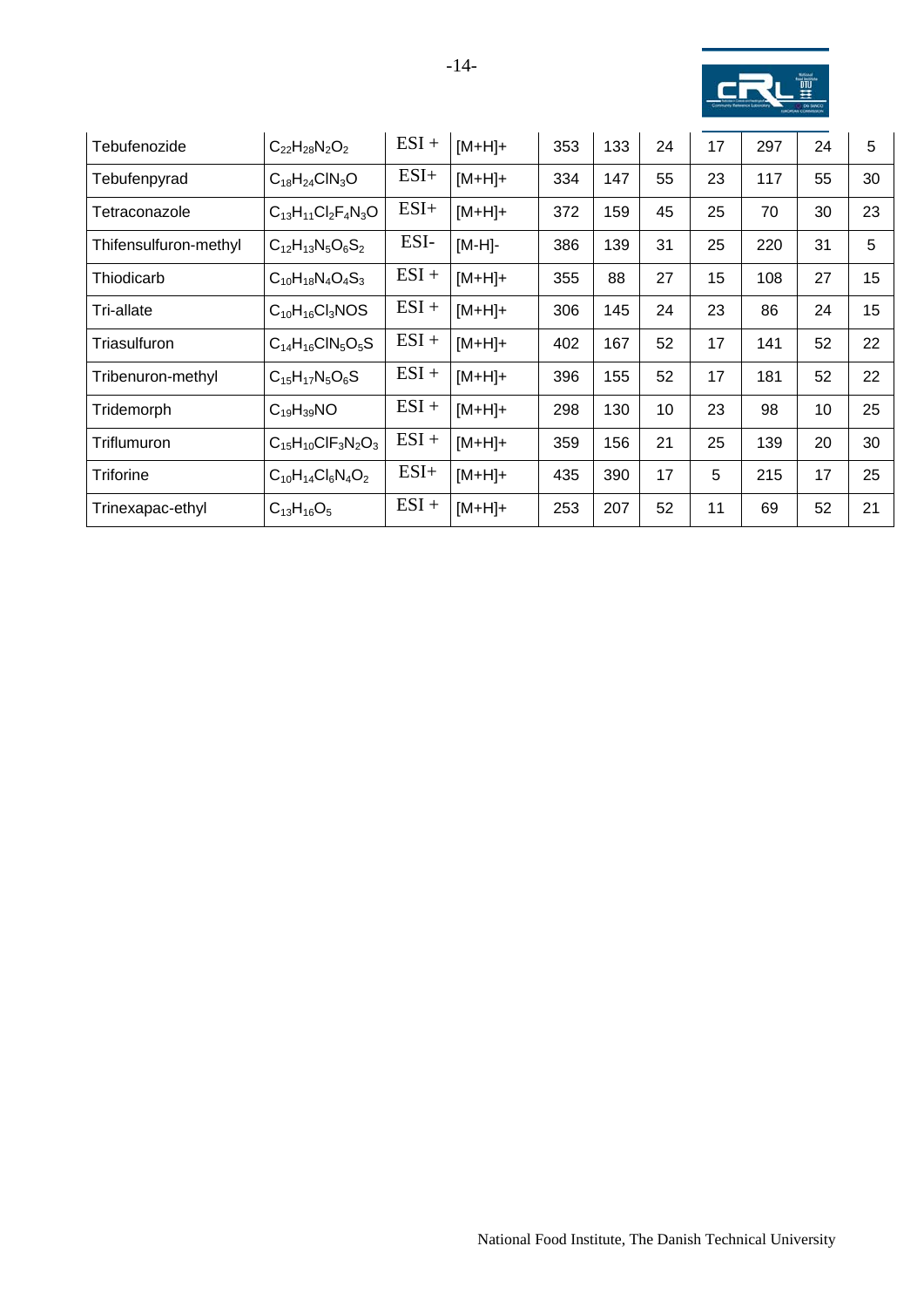| Tebufenozide | $C_{22}H_{28}N_2O_2$ | ESI + | [M+H]+ | 353 | 133 | 24 | 17 | 297 | 24 | 5 |
|---|---|---|---|---|---|---|---|---|---|---|
| Tebufenpyrad | $C_{18}H_{24}ClN_3O$ | ESI+ | [M+H]+ | 334 | 147 | 55 | 23 | 117 | 55 | 30 |
| Tetraconazole | $C_{13}H_{11}Cl_2F_4N_3O$ | ESI+ | [M+H]+ | 372 | 159 | 45 | 25 | 70 | 30 | 23 |
| Thifensulfuron-methyl | $C_{12}H_{13}N_5O_6S_2$ | ESI- | [M-H]- | 386 | 139 | 31 | 25 | 220 | 31 | 5 |
| Thiodicarb | $C_{10}H_{18}N_4O_4S_3$ | ESI + | [M+H]+ | 355 | 88 | 27 | 15 | 108 | 27 | 15 |
| Tri-allate | $C_{10}H_{16}Cl_3NOS$ | ESI + | [M+H]+ | 306 | 145 | 24 | 23 | 86 | 24 | 15 |
| Triasulfuron | $C_{14}H_{16}ClN_5O_5S$ | ESI + | [M+H]+ | 402 | 167 | 52 | 17 | 141 | 52 | 22 |
| Tribenuron-methyl | $C_{15}H_{17}N_5O_6S$ | ESI + | [M+H]+ | 396 | 155 | 52 | 17 | 181 | 52 | 22 |
| Tridemorph | $C_{19}H_{39}NO$ | ESI + | [M+H]+ | 298 | 130 | 10 | 23 | 98 | 10 | 25 |
| Triflumuron | $C_{15}H_{10}ClF_3N_2O_3$ | ESI + | [M+H]+ | 359 | 156 | 21 | 25 | 139 | 20 | 30 |
| Triforine | $C_{10}H_{14}Cl_6N_4O_2$ | ESI+ | [M+H]+ | 435 | 390 | 17 | 5 | 215 | 17 | 25 |
| Trinexapac-ethyl | $C_{13}H_{16}O_5$ | ESI + | [M+H]+ | 253 | 207 | 52 | 11 | 69 | 52 | 21 |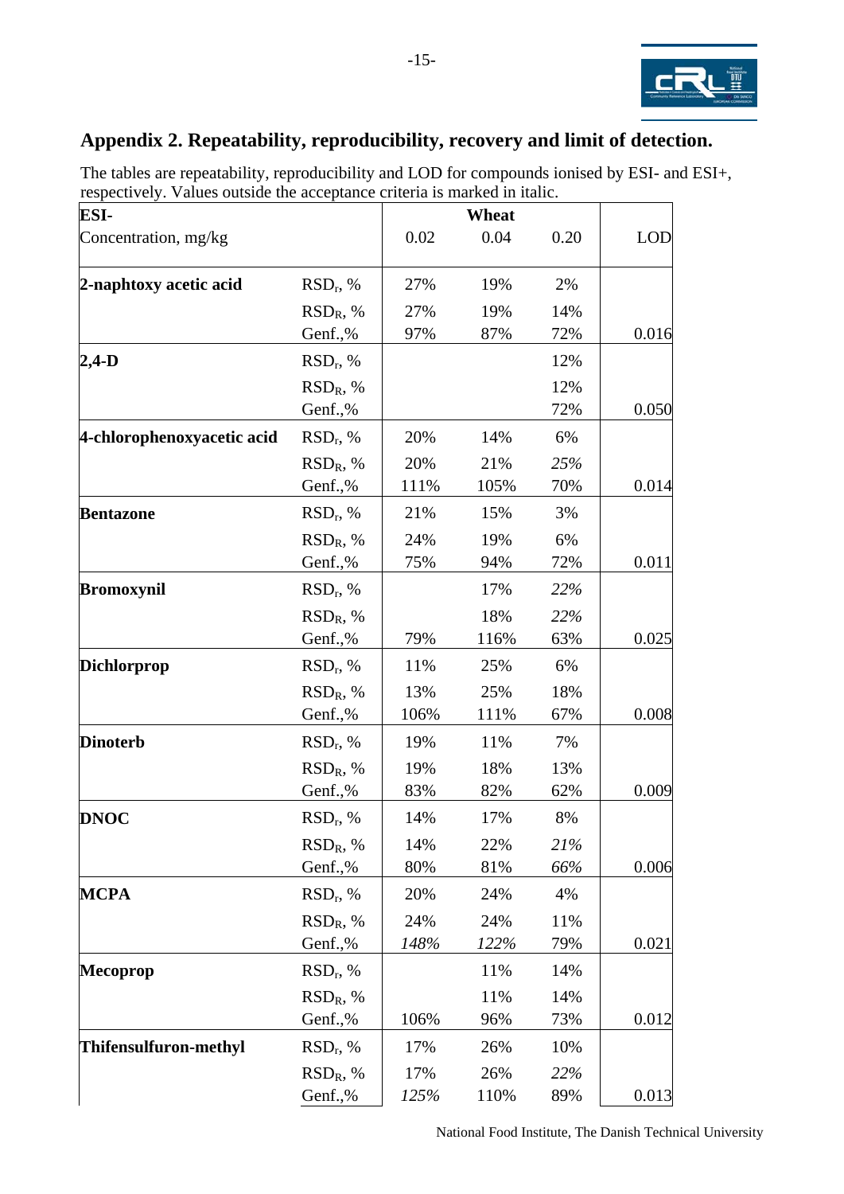## Appendix 2. Repeatability, reproducibility, recovery and limit of detection.

The tables are repeatability, reproducibility and LOD for compounds ionised by ESI- and ESI+, respectively. Values outside the acceptance criteria is marked in italic.

| ESI- | | Wheat | | | |
|---|---|---|---|---|---|
| Concentration, mg/kg | | 0.02 | 0.04 | 0.20 | LOD |
| **2-naphtoxy acetic acid** | $RSD_r$, % | 27% | 19% | 2% | |
| | $RSD_R$, % | 27% | 19% | 14% | |
| | Genf.,% | 97% | 87% | 72% | 0.016 |
| **2,4-D** | $RSD_r$, % | | | 12% | |
| | $RSD_R$, % | | | 12% | |
| | Genf.,% | | | 72% | 0.050 |
| **4-chlorophenoxyacetic acid** | $RSD_r$, % | 20% | 14% | 6% | |
| | $RSD_R$, % | 20% | 21% | *25%* | |
| | Genf.,% | 111% | 105% | 70% | 0.014 |
| **Bentazone** | $RSD_r$, % | 21% | 15% | 3% | |
| | $RSD_R$, % | 24% | 19% | 6% | |
| | Genf.,% | 75% | 94% | 72% | 0.011 |
| **Bromoxynil** | $RSD_r$, % | | 17% | *22%* | |
| | $RSD_R$, % | | 18% | *22%* | |
| | Genf.,% | 79% | 116% | 63% | 0.025 |
| **Dichlorprop** | $RSD_r$, % | 11% | 25% | 6% | |
| | $RSD_R$, % | 13% | 25% | 18% | |
| | Genf.,% | 106% | 111% | 67% | 0.008 |
| **Dinoterb** | $RSD_r$, % | 19% | 11% | 7% | |
| | $RSD_R$, % | 19% | 18% | 13% | |
| | Genf.,% | 83% | 82% | 62% | 0.009 |
| **DNOC** | $RSD_r$, % | 14% | 17% | 8% | |
| | $RSD_R$, % | 14% | 22% | *21%* | |
| | Genf.,% | 80% | 81% | *66%* | 0.006 |
| **MCPA** | $RSD_r$, % | 20% | 24% | 4% | |
| | $RSD_R$, % | 24% | 24% | 11% | |
| | Genf.,% | *148%* | *122%* | 79% | 0.021 |
| **Mecoprop** | $RSD_r$, % | | 11% | 14% | |
| | $RSD_R$, % | | 11% | 14% | |
| | Genf.,% | 106% | 96% | 73% | 0.012 |
| **Thifensulfuron-methyl** | $RSD_r$, % | 17% | 26% | 10% | |
| | $RSD_R$, % | 17% | 26% | *22%* | |
| | Genf.,% | *125%* | 110% | 89% | 0.013 |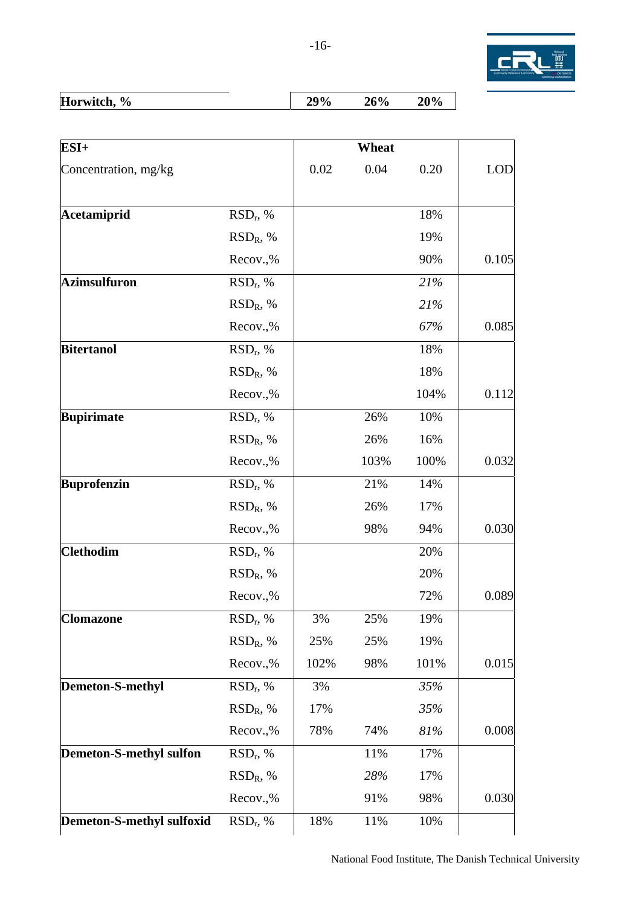| Horwitch, % | | 29% | 26% | 20% |
|---|---|---|---|---|

| ESI+ | | | Wheat | | |
|---|---|---|---|---|---|
| Concentration, mg/kg | | 0.02 | 0.04 | 0.20 | LOD |
| **Acetamiprid** | $RSD_r$, % | | | 18% | |
| | $RSD_R$, % | | | 19% | |
| | Recov.,% | | | 90% | 0.105 |
| **Azimsulfuron** | $RSD_r$, % | | | *21%* | |
| | $RSD_R$, % | | | *21%* | |
| | Recov.,% | | | *67%* | 0.085 |
| **Bitertanol** | $RSD_r$, % | | | 18% | |
| | $RSD_R$, % | | | 18% | |
| | Recov.,% | | | 104% | 0.112 |
| **Bupirimate** | $RSD_r$, % | | 26% | 10% | |
| | $RSD_R$, % | | 26% | 16% | |
| | Recov.,% | | 103% | 100% | 0.032 |
| **Buprofenzin** | $RSD_r$, % | | 21% | 14% | |
| | $RSD_R$, % | | 26% | 17% | |
| | Recov.,% | | 98% | 94% | 0.030 |
| **Clethodim** | $RSD_r$, % | | | 20% | |
| | $RSD_R$, % | | | 20% | |
| | Recov.,% | | | 72% | 0.089 |
| **Clomazone** | $RSD_r$, % | 3% | 25% | 19% | |
| | $RSD_R$, % | 25% | 25% | 19% | |
| | Recov.,% | 102% | 98% | 101% | 0.015 |
| **Demeton-S-methyl** | $RSD_r$, % | 3% | | *35%* | |
| | $RSD_R$, % | 17% | | *35%* | |
| | Recov.,% | 78% | 74% | *81%* | 0.008 |
| **Demeton-S-methyl sulfon** | $RSD_r$, % | | 11% | 17% | |
| | $RSD_R$, % | | *28%* | 17% | |
| | Recov.,% | | 91% | 98% | 0.030 |
| **Demeton-S-methyl sulfoxid** | $RSD_r$, % | 18% | 11% | 10% | |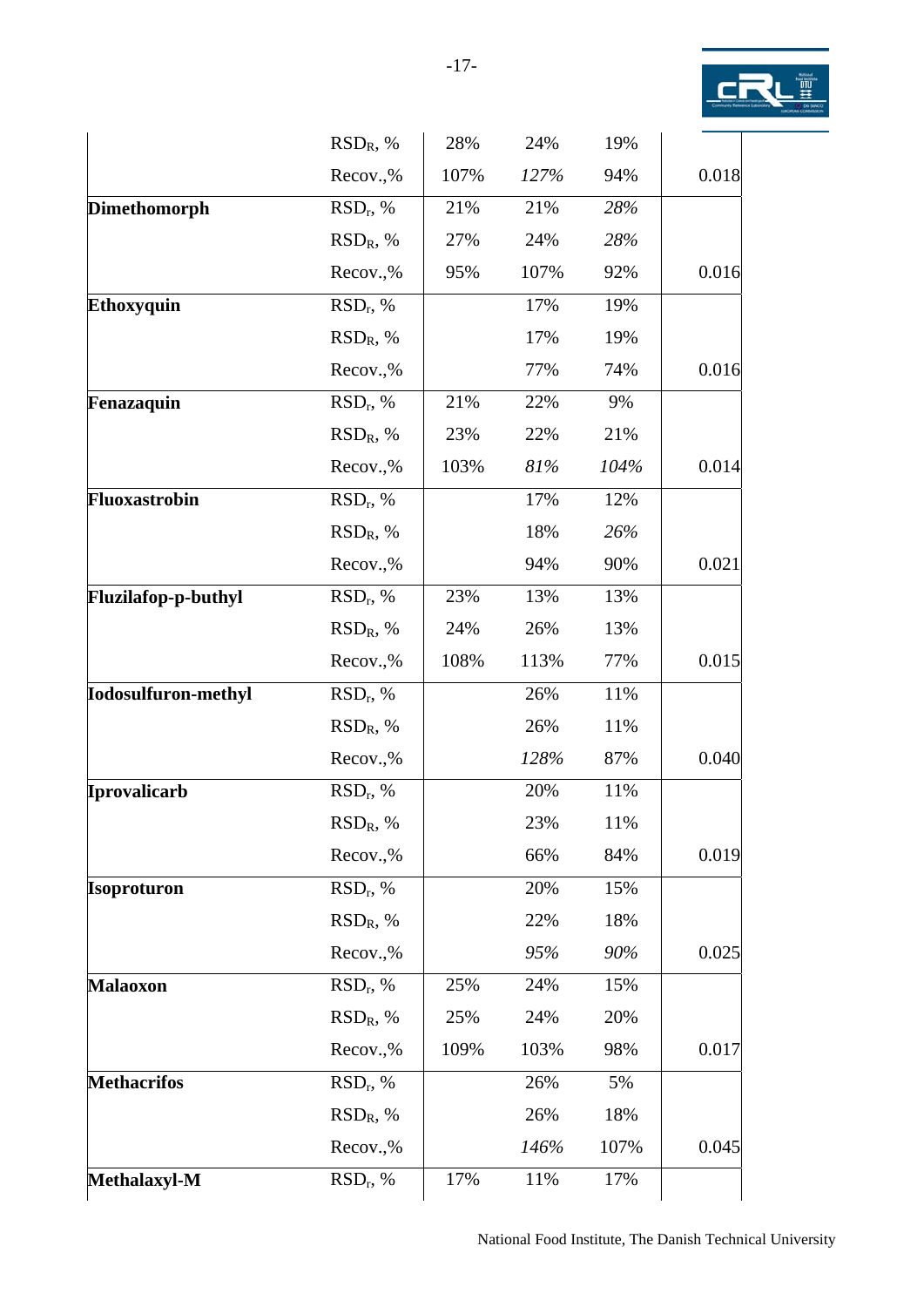| | | | | | |
|---|---|---|---|---|---|
| | $RSD_R$, % | 28% | 24% | 19% | |
| | Recov.,% | 107% | *127%* | 94% | 0.018 |
| **Dimethomorph** | $RSD_r$, % | 21% | 21% | *28%* | |
| | $RSD_R$, % | 27% | 24% | *28%* | |
| | Recov.,% | 95% | 107% | 92% | 0.016 |
| **Ethoxyquin** | $RSD_r$, % | | 17% | 19% | |
| | $RSD_R$, % | | 17% | 19% | |
| | Recov.,% | | 77% | 74% | 0.016 |
| **Fenazaquin** | $RSD_r$, % | 21% | 22% | 9% | |
| | $RSD_R$, % | 23% | 22% | 21% | |
| | Recov.,% | 103% | *81%* | *104%* | 0.014 |
| **Fluoxastrobin** | $RSD_r$, % | | 17% | 12% | |
| | $RSD_R$, % | | 18% | *26%* | |
| | Recov.,% | | 94% | 90% | 0.021 |
| **Fluzilafop-p-buthyl** | $RSD_r$, % | 23% | 13% | 13% | |
| | $RSD_R$, % | 24% | 26% | 13% | |
| | Recov.,% | 108% | 113% | 77% | 0.015 |
| **Iodosulfuron-methyl** | $RSD_r$, % | | 26% | 11% | |
| | $RSD_R$, % | | 26% | 11% | |
| | Recov.,% | | *128%* | 87% | 0.040 |
| **Iprovalicarb** | $RSD_r$, % | | 20% | 11% | |
| | $RSD_R$, % | | 23% | 11% | |
| | Recov.,% | | 66% | 84% | 0.019 |
| **Isoproturon** | $RSD_r$, % | | 20% | 15% | |
| | $RSD_R$, % | | 22% | 18% | |
| | Recov.,% | | *95%* | *90%* | 0.025 |
| **Malaoxon** | $RSD_r$, % | 25% | 24% | 15% | |
| | $RSD_R$, % | 25% | 24% | 20% | |
| | Recov.,% | 109% | 103% | 98% | 0.017 |
| **Methacrifos** | $RSD_r$, % | | 26% | 5% | |
| | $RSD_R$, % | | 26% | 18% | |
| | Recov.,% | | *146%* | 107% | 0.045 |
| **Methalaxyl-M** | $RSD_r$, % | 17% | 11% | 17% | |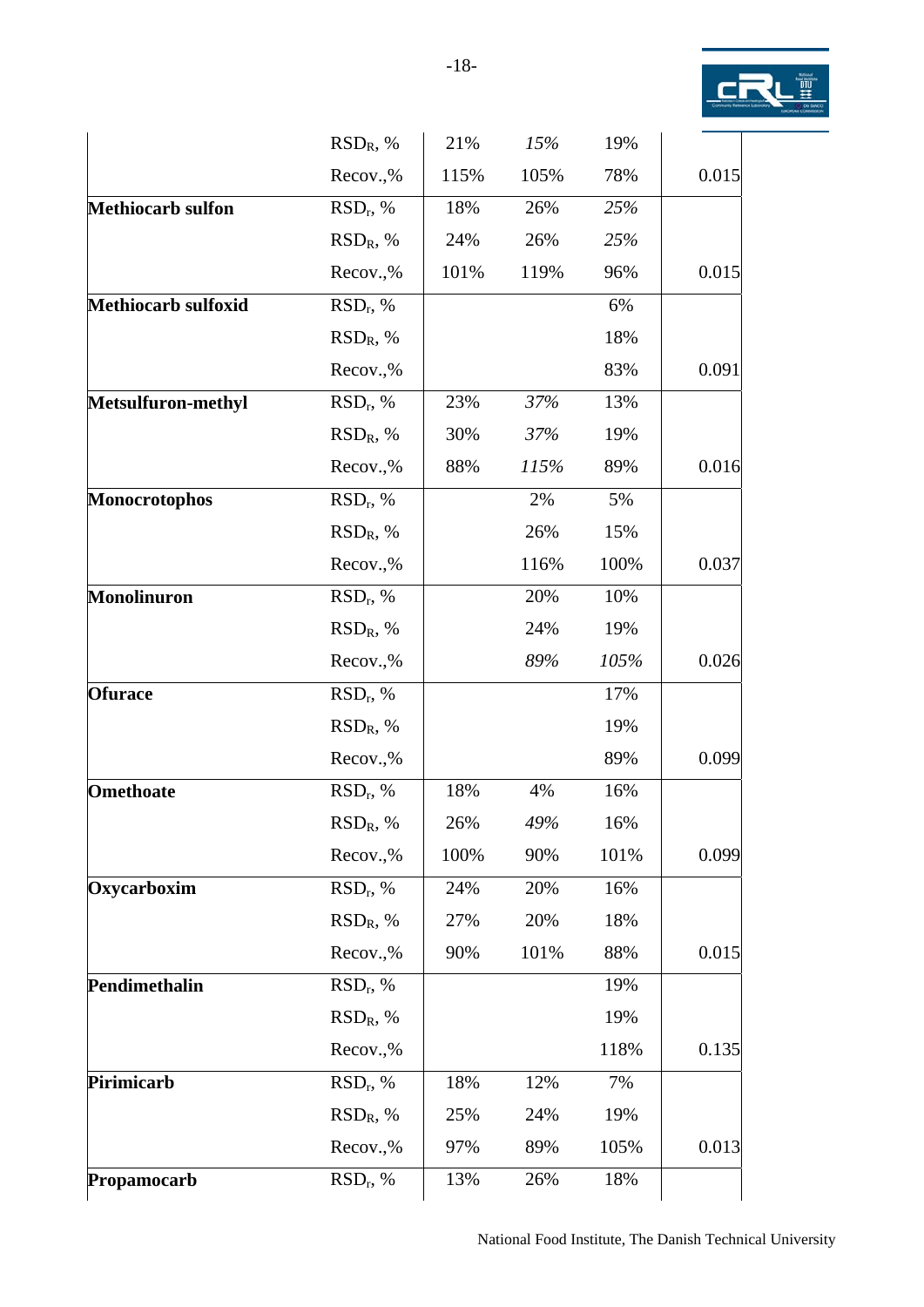| | | | | | |
|---|---|---|---|---|---|
| | $RSD_R$, % | 21% | *15%* | 19% | |
| | Recov.,% | 115% | 105% | 78% | 0.015 |
| **Methiocarb sulfon** | $RSD_r$, % | 18% | 26% | *25%* | |
| | $RSD_R$, % | 24% | 26% | *25%* | |
| | Recov.,% | 101% | 119% | 96% | 0.015 |
| **Methiocarb sulfoxid** | $RSD_r$, % | | | 6% | |
| | $RSD_R$, % | | | 18% | |
| | Recov.,% | | | 83% | 0.091 |
| **Metsulfuron-methyl** | $RSD_r$, % | 23% | *37%* | 13% | |
| | $RSD_R$, % | 30% | *37%* | 19% | |
| | Recov.,% | 88% | *115%* | 89% | 0.016 |
| **Monocrotophos** | $RSD_r$, % | | 2% | 5% | |
| | $RSD_R$, % | | 26% | 15% | |
| | Recov.,% | | 116% | 100% | 0.037 |
| **Monolinuron** | $RSD_r$, % | | 20% | 10% | |
| | $RSD_R$, % | | 24% | 19% | |
| | Recov.,% | | *89%* | *105%* | 0.026 |
| **Ofurace** | $RSD_r$, % | | | 17% | |
| | $RSD_R$, % | | | 19% | |
| | Recov.,% | | | 89% | 0.099 |
| **Omethoate** | $RSD_r$, % | 18% | 4% | 16% | |
| | $RSD_R$, % | 26% | *49%* | 16% | |
| | Recov.,% | 100% | 90% | 101% | 0.099 |
| **Oxycarboxim** | $RSD_r$, % | 24% | 20% | 16% | |
| | $RSD_R$, % | 27% | 20% | 18% | |
| | Recov.,% | 90% | 101% | 88% | 0.015 |
| **Pendimethalin** | $RSD_r$, % | | | 19% | |
| | $RSD_R$, % | | | 19% | |
| | Recov.,% | | | 118% | 0.135 |
| **Pirimicarb** | $RSD_r$, % | 18% | 12% | 7% | |
| | $RSD_R$, % | 25% | 24% | 19% | |
| | Recov.,% | 97% | 89% | 105% | 0.013 |
| **Propamocarb** | $RSD_r$, % | 13% | 26% | 18% | |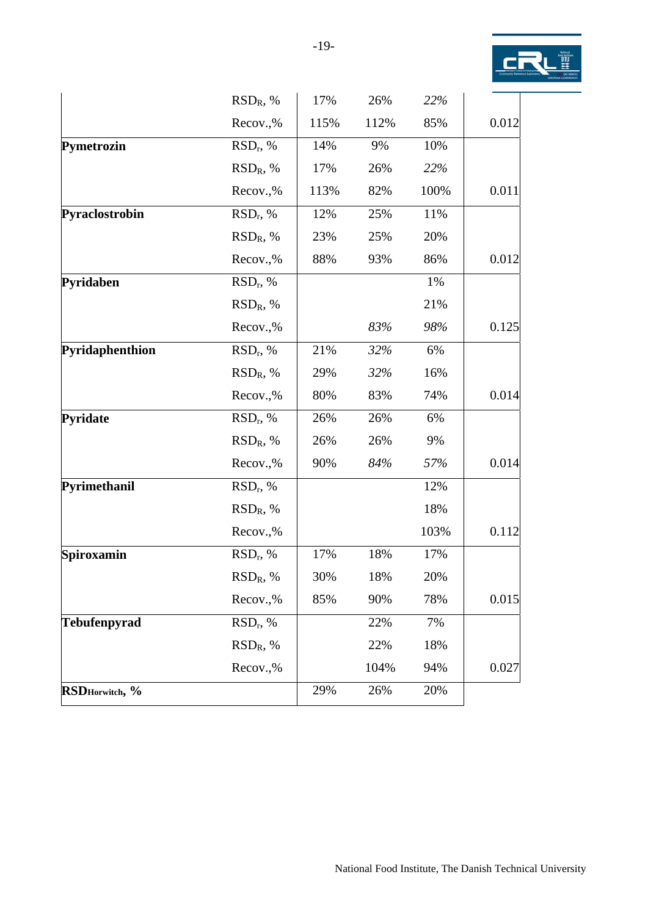| | | | | | |
|---|---|---|---|---|---|
| | $RSD_R$, % | 17% | 26% | *22%* | |
| | Recov.,% | 115% | 112% | 85% | 0.012 |
| **Pymetrozin** | $RSD_r$, % | 14% | 9% | 10% | |
| | $RSD_R$, % | 17% | 26% | *22%* | |
| | Recov.,% | 113% | 82% | 100% | 0.011 |
| **Pyraclostrobin** | $RSD_r$, % | 12% | 25% | 11% | |
| | $RSD_R$, % | 23% | 25% | 20% | |
| | Recov.,% | 88% | 93% | 86% | 0.012 |
| **Pyridaben** | $RSD_r$, % | | | 1% | |
| | $RSD_R$, % | | | 21% | |
| | Recov.,% | | *83%* | *98%* | 0.125 |
| **Pyridaphenthion** | $RSD_r$, % | 21% | *32%* | 6% | |
| | $RSD_R$, % | 29% | *32%* | 16% | |
| | Recov.,% | 80% | 83% | 74% | 0.014 |
| **Pyridate** | $RSD_r$, % | 26% | 26% | 6% | |
| | $RSD_R$, % | 26% | 26% | 9% | |
| | Recov.,% | 90% | *84%* | *57%* | 0.014 |
| **Pyrimethanil** | $RSD_r$, % | | | 12% | |
| | $RSD_R$, % | | | 18% | |
| | Recov.,% | | | 103% | 0.112 |
| **Spiroxamin** | $RSD_r$, % | 17% | 18% | 17% | |
| | $RSD_R$, % | 30% | 18% | 20% | |
| | Recov.,% | 85% | 90% | 78% | 0.015 |
| **Tebufenpyrad** | $RSD_r$, % | | 22% | 7% | |
| | $RSD_R$, % | | 22% | 18% | |
| | Recov.,% | | 104% | 94% | 0.027 |
| **$RSD_{Horwitch}$, %** | | 29% | 26% | 20% | |